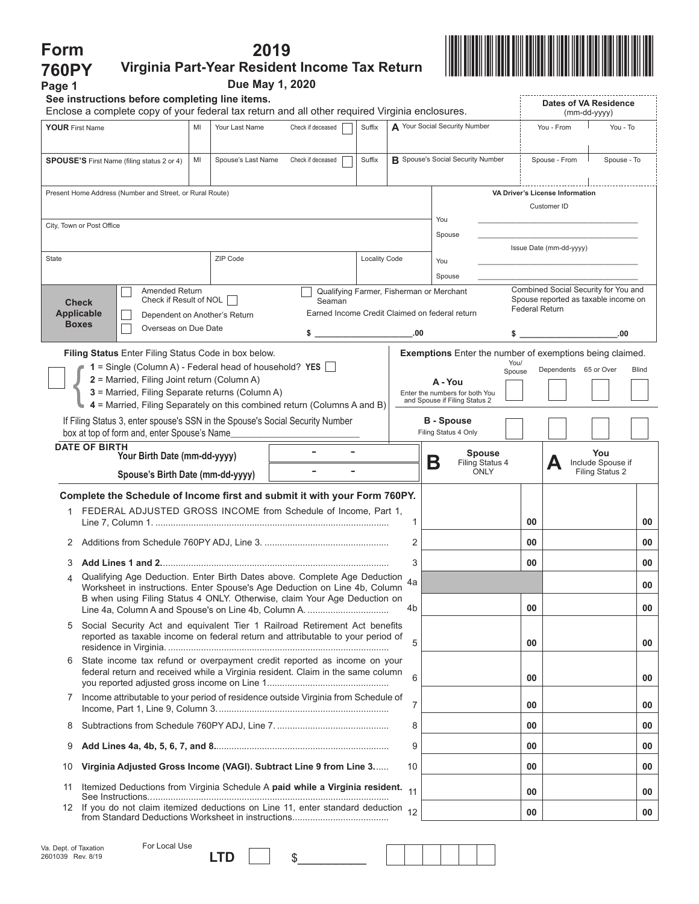# Form 760PY
**Page 1**

## 2019 Virginia Part-Year Resident Income Tax Return

**Due May 1, 2020**

**See instructions before completing line items.**
Enclose a complete copy of your federal tax return and all other required Virginia enclosures.

| **YOUR** First Name | MI | Your Last Name | Check if deceased ☐ | Suffix | **A** Your Social Security Number | **Dates of VA Residence** (mm-dd-yyyy) You - From | You - To |
|---|---|---|---|---|---|---|---|
| | | | | | | | |

| **SPOUSE'S** First Name (filing status 2 or 4) | MI | Spouse's Last Name | Check if deceased ☐ | Suffix | **B** Spouse's Social Security Number | Spouse - From | Spouse - To |
|---|---|---|---|---|---|---|---|
| | | | | | | | |

Present Home Address (Number and Street, or Rural Route)

City, Town or Post Office

| State | ZIP Code | Locality Code |
|---|---|---|
| | | |

**VA Driver's License Information**

Customer ID
You ____________________
Spouse ____________________

Issue Date (mm-dd-yyyy)
You ____________________
Spouse ____________________

**Check Applicable Boxes**

- ☐ Amended Return Check if Result of NOL ☐
- ☐ Dependent on Another's Return
- ☐ Overseas on Due Date
- ☐ Qualifying Farmer, Fisherman or Merchant Seaman

Earned Income Credit Claimed on federal return $ ____________.00

Combined Social Security for You and Spouse reported as taxable income on Federal Return $ ____________.00

**Filing Status** Enter Filing Status Code in box below.

☐
- **1** = Single (Column A) - Federal head of household? **YES** ☐
- **2** = Married, Filing Joint return (Column A)
- **3** = Married, Filing Separate returns (Column A)
- **4** = Married, Filing Separately on this combined return (Columns A and B)

If Filing Status 3, enter spouse's SSN in the Spouse's Social Security Number box at top of form and, enter Spouse's Name____________________

**Exemptions** Enter the number of exemptions being claimed.

| | You/ Spouse | Dependents | 65 or Over | Blind |
|---|---|---|---|---|
| **A - You** Enter the numbers for both You and Spouse if Filing Status 2 | | | | |
| **B - Spouse** Filing Status 4 Only | | | | |

**DATE OF BIRTH**
**Your Birth Date (mm-dd-yyyy)** ___ - ___ - ___
**Spouse's Birth Date (mm-dd-yyyy)** ___ - ___ - ___

**Complete the Schedule of Income first and submit it with your Form 760PY.**

| | | Line | **B** Spouse Filing Status 4 ONLY | **A** You Include Spouse if Filing Status 2 |
|---|---|---|---|---|
| 1 | FEDERAL ADJUSTED GROSS INCOME from Schedule of Income, Part 1, Line 7, Column 1. | 1 | 00 | 00 |
| 2 | Additions from Schedule 760PY ADJ, Line 3. | 2 | 00 | 00 |
| 3 | **Add Lines 1 and 2.** | 3 | 00 | 00 |
| 4 | Qualifying Age Deduction. Enter Birth Dates above. Complete Age Deduction Worksheet in instructions. Enter Spouse's Age Deduction on Line 4b, Column B when using Filing Status 4 ONLY. Otherwise, claim Your Age Deduction on Line 4a, Column A and Spouse's on Line 4b, Column A. | 4a | | 00 |
| | | 4b | 00 | 00 |
| 5 | Social Security Act and equivalent Tier 1 Railroad Retirement Act benefits reported as taxable income on federal return and attributable to your period of residence in Virginia. | 5 | 00 | 00 |
| 6 | State income tax refund or overpayment credit reported as income on your federal return and received while a Virginia resident. Claim in the same column you reported adjusted gross income on Line 1 | 6 | 00 | 00 |
| 7 | Income attributable to your period of residence outside Virginia from Schedule of Income, Part 1, Line 9, Column 3. | 7 | 00 | 00 |
| 8 | Subtractions from Schedule 760PY ADJ, Line 7. | 8 | 00 | 00 |
| 9 | **Add Lines 4a, 4b, 5, 6, 7, and 8.** | 9 | 00 | 00 |
| 10 | **Virginia Adjusted Gross Income (VAGI). Subtract Line 9 from Line 3.** | 10 | 00 | 00 |
| 11 | Itemized Deductions from Virginia Schedule A **paid while a Virginia resident.** See Instructions. | 11 | 00 | 00 |
| 12 | If you do not claim itemized deductions on Line 11, enter standard deduction from Standard Deductions Worksheet in instructions. | 12 | 00 | 00 |

Va. Dept. of Taxation 2601039 Rev. 8/19

For Local Use **LTD** ☐ $__________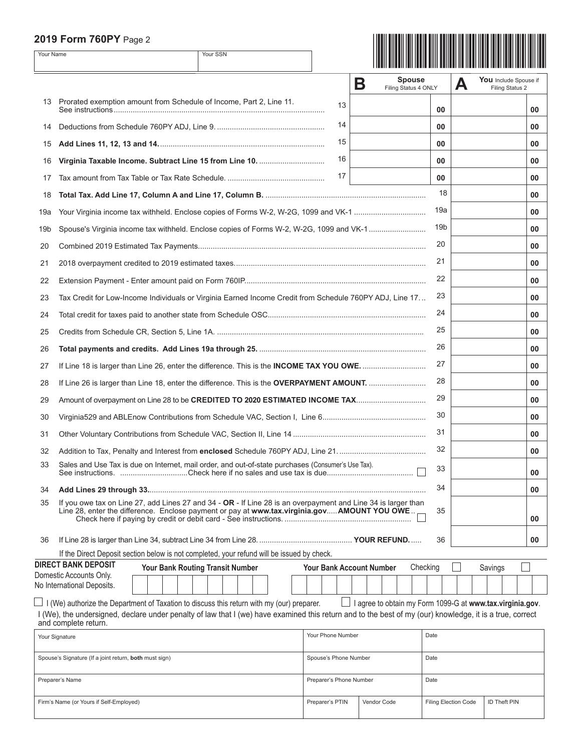**2019 Form 760PY** Page 2

| Your Name | Your SSN |
|---|---|
| | |

| | | | B Spouse Filing Status 4 ONLY | A You Include Spouse if Filing Status 2 |
|---|---|---|---|---|
| 13 | Prorated exemption amount from Schedule of Income, Part 2, Line 11. See instructions | 13 | 00 | 00 |
| 14 | Deductions from Schedule 760PY ADJ, Line 9. | 14 | 00 | 00 |
| 15 | **Add Lines 11, 12, 13 and 14.** | 15 | 00 | 00 |
| 16 | **Virginia Taxable Income. Subtract Line 15 from Line 10.** | 16 | 00 | 00 |
| 17 | Tax amount from Tax Table or Tax Rate Schedule. | 17 | 00 | 00 |

| | | | |
|---|---|---|---|
| 18 | **Total Tax. Add Line 17, Column A and Line 17, Column B.** | 18 | 00 |
| 19a | Your Virginia income tax withheld. Enclose copies of Forms W-2, W-2G, 1099 and VK-1 | 19a | 00 |
| 19b | Spouse's Virginia income tax withheld. Enclose copies of Forms W-2, W-2G, 1099 and VK-1 | 19b | 00 |
| 20 | Combined 2019 Estimated Tax Payments | 20 | 00 |
| 21 | 2018 overpayment credited to 2019 estimated taxes | 21 | 00 |
| 22 | Extension Payment - Enter amount paid on Form 760IP | 22 | 00 |
| 23 | Tax Credit for Low-Income Individuals or Virginia Earned Income Credit from Schedule 760PY ADJ, Line 17 | 23 | 00 |
| 24 | Total credit for taxes paid to another state from Schedule OSC | 24 | 00 |
| 25 | Credits from Schedule CR, Section 5, Line 1A. | 25 | 00 |
| 26 | **Total payments and credits. Add Lines 19a through 25.** | 26 | 00 |
| 27 | If Line 18 is larger than Line 26, enter the difference. This is the **INCOME TAX YOU OWE.** | 27 | 00 |
| 28 | If Line 26 is larger than Line 18, enter the difference. This is the **OVERPAYMENT AMOUNT.** | 28 | 00 |
| 29 | Amount of overpayment on Line 28 to be **CREDITED TO 2020 ESTIMATED INCOME TAX** | 29 | 00 |
| 30 | Virginia529 and ABLEnow Contributions from Schedule VAC, Section I, Line 6 | 30 | 00 |
| 31 | Other Voluntary Contributions from Schedule VAC, Section II, Line 14 | 31 | 00 |
| 32 | Addition to Tax, Penalty and Interest from **enclosed** Schedule 760PY ADJ, Line 21. | 32 | 00 |
| 33 | Sales and Use Tax is due on Internet, mail order, and out-of-state purchases (Consumer's Use Tax). See instructions. Check here if no sales and use tax is due ☐ | 33 | 00 |
| 34 | **Add Lines 29 through 33.** | 34 | 00 |
| 35 | If you owe tax on Line 27, add Lines 27 and 34 - **OR** - If Line 28 is an overpayment and Line 34 is larger than Line 28, enter the difference. Enclose payment or pay at **www.tax.virginia.gov** ..... **AMOUNT YOU OWE** .. Check here if paying by credit or debit card - See instructions. ☐ | 35 | 00 |
| 36 | If Line 28 is larger than Line 34, subtract Line 34 from Line 28. **YOUR REFUND.** | 36 | 00 |

If the Direct Deposit section below is not completed, your refund will be issued by check.

**DIRECT BANK DEPOSIT**
Domestic Accounts Only. No International Deposits.

**Your Bank Routing Transit Number** | **Your Bank Account Number** | Checking ☐ | Savings ☐

☐ I (We) authorize the Department of Taxation to discuss this return with my (our) preparer. ☐ I agree to obtain my Form 1099-G at **www.tax.virginia.gov**.

I (We), the undersigned, declare under penalty of law that I (we) have examined this return and to the best of my (our) knowledge, it is a true, correct and complete return.

| | | | |
|---|---|---|---|
| Your Signature | Your Phone Number | | Date |
| Spouse's Signature (If a joint return, **both** must sign) | Spouse's Phone Number | | Date |
| Preparer's Name | Preparer's Phone Number | | Date |
| Firm's Name (or Yours if Self-Employed) | Preparer's PTIN | Vendor Code | Filing Election Code / ID Theft PIN |